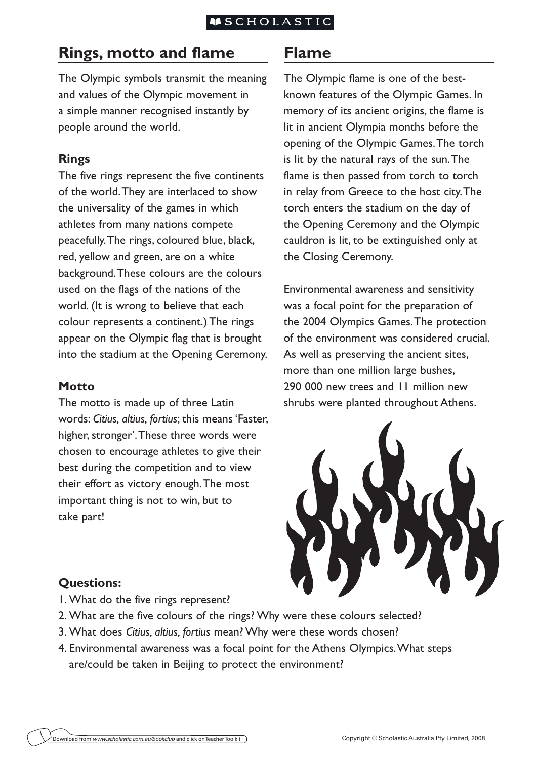## Rings, motto and flame

The Olympic symbols transmit the meaning and values of the Olympic movement in a simple manner recognised instantly by people around the world.

### Rings

The five rings represent the five continents of the world. They are interlaced to show the universality of the games in which athletes from many nations compete peacefully. The rings, coloured blue, black, red, yellow and green, are on a white background. These colours are the colours used on the flags of the nations of the world. (It is wrong to believe that each colour represents a continent.) The rings appear on the Olympic flag that is brought into the stadium at the Opening Ceremony.

### Motto

The motto is made up of three Latin words: *Citius, altius, fortius*; this means 'Faster, higher, stronger'. These three words were chosen to encourage athletes to give their best during the competition and to view their effort as victory enough. The most important thing is not to win, but to take part!

## Flame

The Olympic flame is one of the best-known features of the Olympic Games. In memory of its ancient origins, the flame is lit in ancient Olympia months before the opening of the Olympic Games. The torch is lit by the natural rays of the sun. The flame is then passed from torch to torch in relay from Greece to the host city. The torch enters the stadium on the day of the Opening Ceremony and the Olympic cauldron is lit, to be extinguished only at the Closing Ceremony.

Environmental awareness and sensitivity was a focal point for the preparation of the 2004 Olympics Games. The protection of the environment was considered crucial. As well as preserving the ancient sites, more than one million large bushes, 290 000 new trees and 11 million new shrubs were planted throughout Athens.

### Questions:

1. What do the five rings represent?
2. What are the five colours of the rings? Why were these colours selected?
3. What does *Citius, altius, fortius* mean? Why were these words chosen?
4. Environmental awareness was a focal point for the Athens Olympics. What steps are/could be taken in Beijing to protect the environment?

Download from *www.scholastic.com.au/bookclub* and click on Teacher Toolkit

Copyright © Scholastic Australia Pty Limited, 2008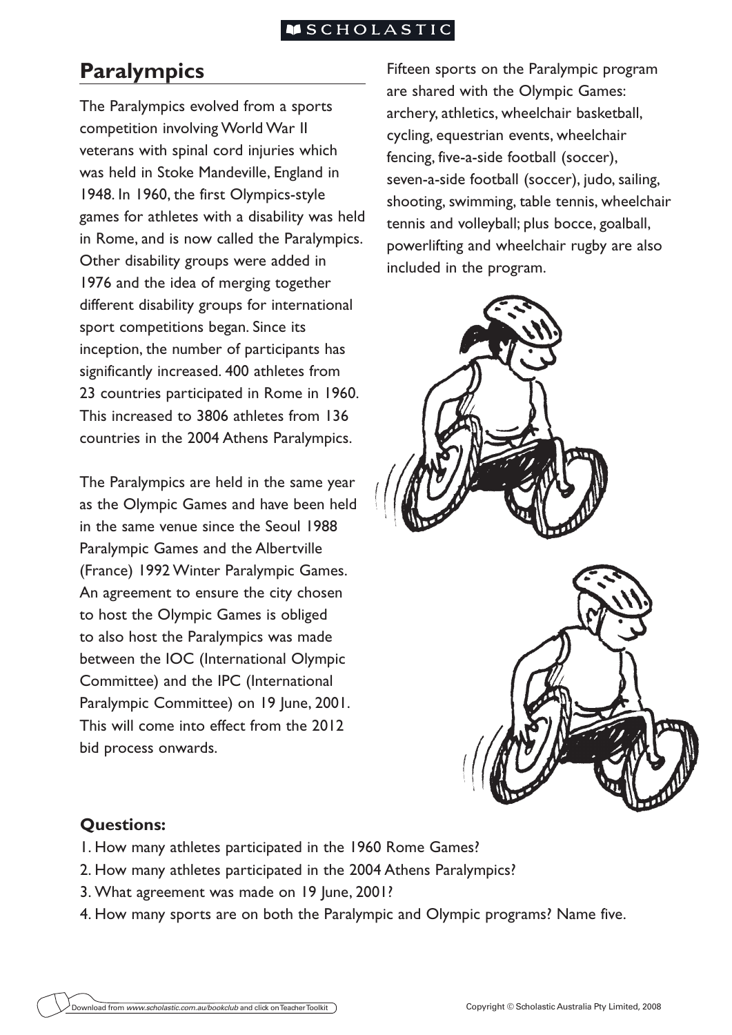## Paralympics

The Paralympics evolved from a sports competition involving World War II veterans with spinal cord injuries which was held in Stoke Mandeville, England in 1948. In 1960, the first Olympics-style games for athletes with a disability was held in Rome, and is now called the Paralympics. Other disability groups were added in 1976 and the idea of merging together different disability groups for international sport competitions began. Since its inception, the number of participants has significantly increased. 400 athletes from 23 countries participated in Rome in 1960. This increased to 3806 athletes from 136 countries in the 2004 Athens Paralympics.

The Paralympics are held in the same year as the Olympic Games and have been held in the same venue since the Seoul 1988 Paralympic Games and the Albertville (France) 1992 Winter Paralympic Games. An agreement to ensure the city chosen to host the Olympic Games is obliged to also host the Paralympics was made between the IOC (International Olympic Committee) and the IPC (International Paralympic Committee) on 19 June, 2001. This will come into effect from the 2012 bid process onwards.

Fifteen sports on the Paralympic program are shared with the Olympic Games: archery, athletics, wheelchair basketball, cycling, equestrian events, wheelchair fencing, five-a-side football (soccer), seven-a-side football (soccer), judo, sailing, shooting, swimming, table tennis, wheelchair tennis and volleyball; plus bocce, goalball, powerlifting and wheelchair rugby are also included in the program.

**Questions:**

1. How many athletes participated in the 1960 Rome Games?
2. How many athletes participated in the 2004 Athens Paralympics?
3. What agreement was made on 19 June, 2001?
4. How many sports are on both the Paralympic and Olympic programs? Name five.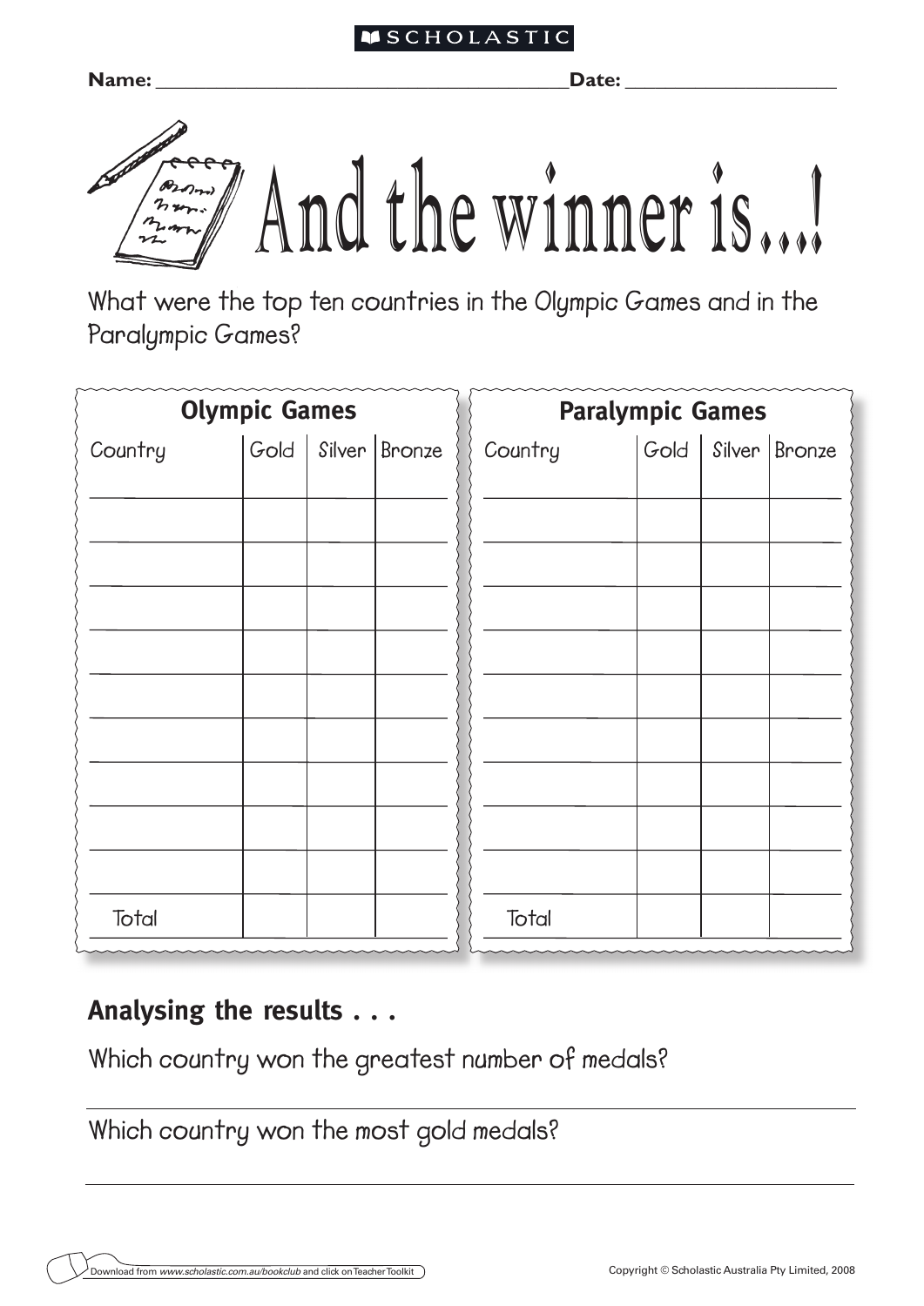Name: ________________________________________Date: ____________________

# And the winner is...!

What were the top ten countries in the Olympic Games and in the Paralympic Games?

**Olympic Games**

| Country | Gold | Silver | Bronze |
|---|---|---|---|
| | | | |
| | | | |
| | | | |
| | | | |
| | | | |
| | | | |
| | | | |
| | | | |
| | | | |
| | | | |
| Total | | | |

**Paralympic Games**

| Country | Gold | Silver | Bronze |
|---|---|---|---|
| | | | |
| | | | |
| | | | |
| | | | |
| | | | |
| | | | |
| | | | |
| | | | |
| | | | |
| | | | |
| Total | | | |

## Analysing the results . . .

Which country won the greatest number of medals?

___________________________________________________________

Which country won the most gold medals?

___________________________________________________________

Download from *www.scholastic.com.au/bookclub* and click on Teacher Toolkit

Copyright © Scholastic Australia Pty Limited, 2008